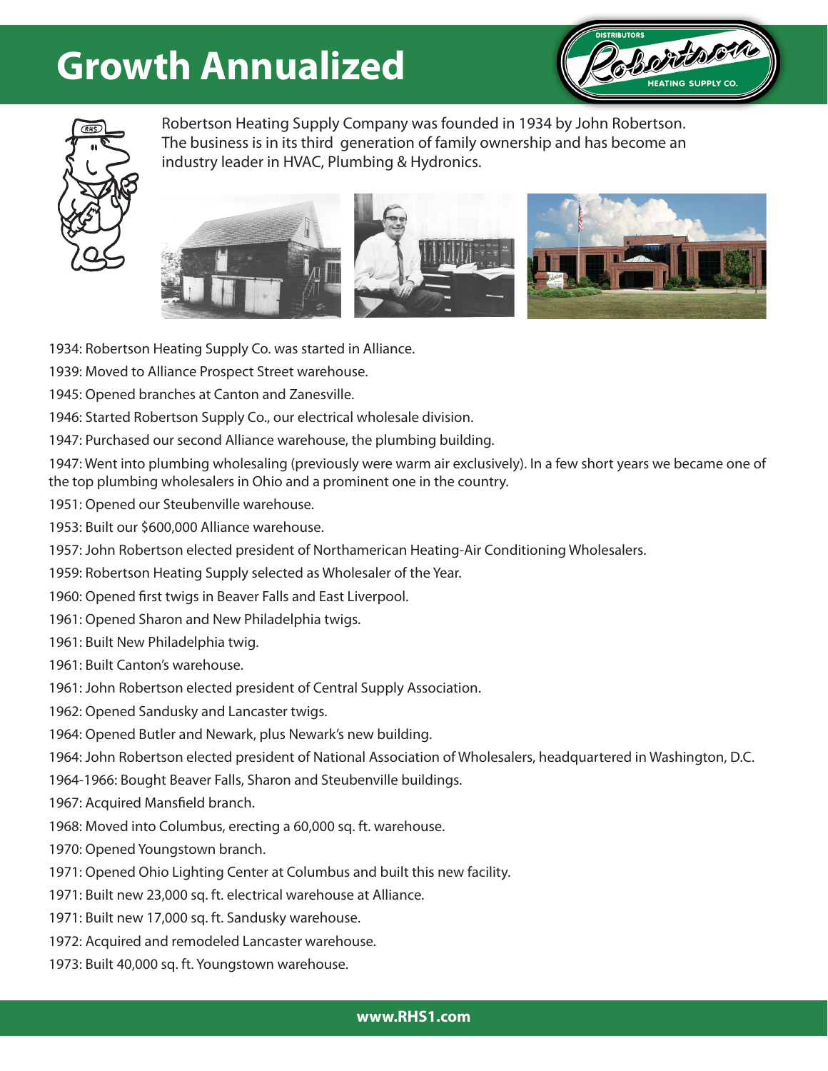# Growth Annualized

Robertson Heating Supply Company was founded in 1934 by John Robertson. The business is in its third generation of family ownership and has become an industry leader in HVAC, Plumbing & Hydronics.

1934: Robertson Heating Supply Co. was started in Alliance.

1939: Moved to Alliance Prospect Street warehouse.

1945: Opened branches at Canton and Zanesville.

1946: Started Robertson Supply Co., our electrical wholesale division.

1947: Purchased our second Alliance warehouse, the plumbing building.

1947: Went into plumbing wholesaling (previously were warm air exclusively). In a few short years we became one of the top plumbing wholesalers in Ohio and a prominent one in the country.

1951: Opened our Steubenville warehouse.

1953: Built our $600,000 Alliance warehouse.

1957: John Robertson elected president of Northamerican Heating-Air Conditioning Wholesalers.

1959: Robertson Heating Supply selected as Wholesaler of the Year.

1960: Opened first twigs in Beaver Falls and East Liverpool.

1961: Opened Sharon and New Philadelphia twigs.

1961: Built New Philadelphia twig.

1961: Built Canton's warehouse.

1961: John Robertson elected president of Central Supply Association.

1962: Opened Sandusky and Lancaster twigs.

1964: Opened Butler and Newark, plus Newark's new building.

1964: John Robertson elected president of National Association of Wholesalers, headquartered in Washington, D.C.

1964-1966: Bought Beaver Falls, Sharon and Steubenville buildings.

1967: Acquired Mansfield branch.

1968: Moved into Columbus, erecting a 60,000 sq. ft. warehouse.

1970: Opened Youngstown branch.

1971: Opened Ohio Lighting Center at Columbus and built this new facility.

1971: Built new 23,000 sq. ft. electrical warehouse at Alliance.

1971: Built new 17,000 sq. ft. Sandusky warehouse.

1972: Acquired and remodeled Lancaster warehouse.

1973: Built 40,000 sq. ft. Youngstown warehouse.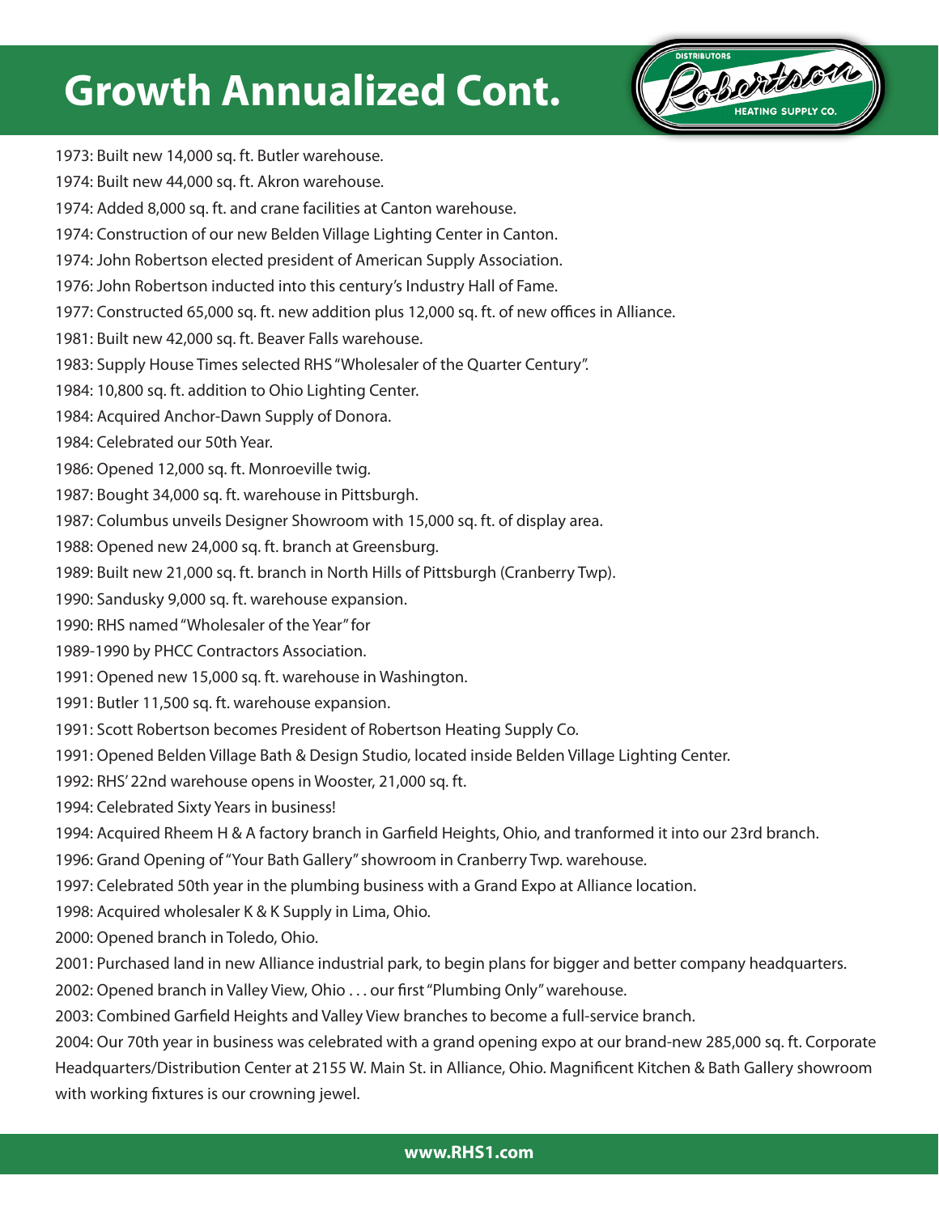# Growth Annualized Cont.

1973: Built new 14,000 sq. ft. Butler warehouse.

1974: Built new 44,000 sq. ft. Akron warehouse.

1974: Added 8,000 sq. ft. and crane facilities at Canton warehouse.

1974: Construction of our new Belden Village Lighting Center in Canton.

1974: John Robertson elected president of American Supply Association.

1976: John Robertson inducted into this century's Industry Hall of Fame.

1977: Constructed 65,000 sq. ft. new addition plus 12,000 sq. ft. of new offices in Alliance.

1981: Built new 42,000 sq. ft. Beaver Falls warehouse.

1983: Supply House Times selected RHS "Wholesaler of the Quarter Century".

1984: 10,800 sq. ft. addition to Ohio Lighting Center.

1984: Acquired Anchor-Dawn Supply of Donora.

1984: Celebrated our 50th Year.

1986: Opened 12,000 sq. ft. Monroeville twig.

1987: Bought 34,000 sq. ft. warehouse in Pittsburgh.

1987: Columbus unveils Designer Showroom with 15,000 sq. ft. of display area.

1988: Opened new 24,000 sq. ft. branch at Greensburg.

1989: Built new 21,000 sq. ft. branch in North Hills of Pittsburgh (Cranberry Twp).

1990: Sandusky 9,000 sq. ft. warehouse expansion.

1990: RHS named "Wholesaler of the Year" for 1989-1990 by PHCC Contractors Association.

1991: Opened new 15,000 sq. ft. warehouse in Washington.

1991: Butler 11,500 sq. ft. warehouse expansion.

1991: Scott Robertson becomes President of Robertson Heating Supply Co.

1991: Opened Belden Village Bath & Design Studio, located inside Belden Village Lighting Center.

1992: RHS' 22nd warehouse opens in Wooster, 21,000 sq. ft.

1994: Celebrated Sixty Years in business!

1994: Acquired Rheem H & A factory branch in Garfield Heights, Ohio, and tranformed it into our 23rd branch.

1996: Grand Opening of "Your Bath Gallery" showroom in Cranberry Twp. warehouse.

1997: Celebrated 50th year in the plumbing business with a Grand Expo at Alliance location.

1998: Acquired wholesaler K & K Supply in Lima, Ohio.

2000: Opened branch in Toledo, Ohio.

2001: Purchased land in new Alliance industrial park, to begin plans for bigger and better company headquarters.

2002: Opened branch in Valley View, Ohio . . . our first "Plumbing Only" warehouse.

2003: Combined Garfield Heights and Valley View branches to become a full-service branch.

2004: Our 70th year in business was celebrated with a grand opening expo at our brand-new 285,000 sq. ft. Corporate Headquarters/Distribution Center at 2155 W. Main St. in Alliance, Ohio. Magnificent Kitchen & Bath Gallery showroom with working fixtures is our crowning jewel.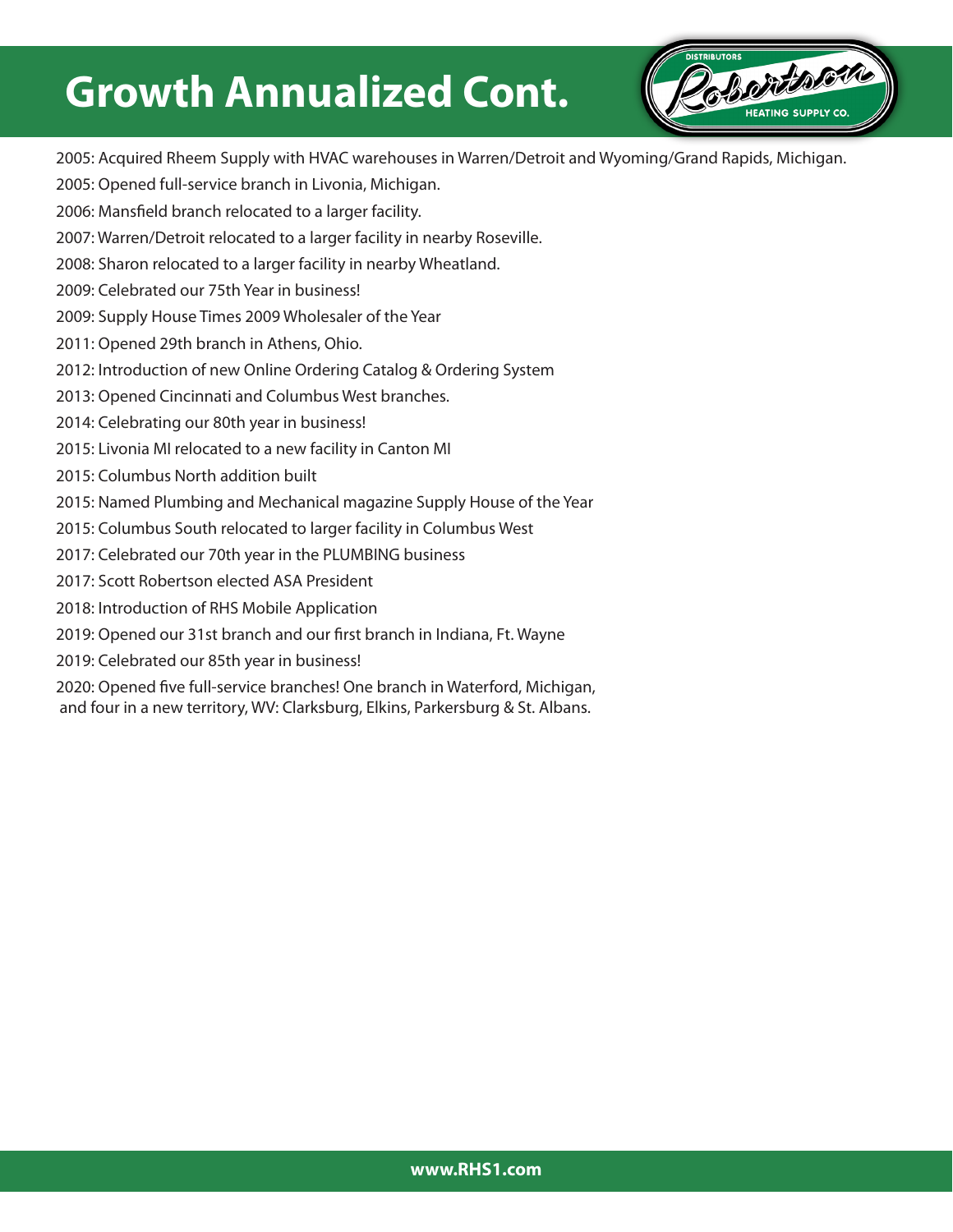# Growth Annualized Cont.

2005: Acquired Rheem Supply with HVAC warehouses in Warren/Detroit and Wyoming/Grand Rapids, Michigan.

2005: Opened full-service branch in Livonia, Michigan.

2006: Mansfield branch relocated to a larger facility.

2007: Warren/Detroit relocated to a larger facility in nearby Roseville.

2008: Sharon relocated to a larger facility in nearby Wheatland.

2009: Celebrated our 75th Year in business!

2009: Supply House Times 2009 Wholesaler of the Year

2011: Opened 29th branch in Athens, Ohio.

2012: Introduction of new Online Ordering Catalog & Ordering System

2013: Opened Cincinnati and Columbus West branches.

2014: Celebrating our 80th year in business!

2015: Livonia MI relocated to a new facility in Canton MI

2015: Columbus North addition built

2015: Named Plumbing and Mechanical magazine Supply House of the Year

2015: Columbus South relocated to larger facility in Columbus West

2017: Celebrated our 70th year in the PLUMBING business

2017: Scott Robertson elected ASA President

2018: Introduction of RHS Mobile Application

2019: Opened our 31st branch and our first branch in Indiana, Ft. Wayne

2019: Celebrated our 85th year in business!

2020: Opened five full-service branches! One branch in Waterford, Michigan, and four in a new territory, WV: Clarksburg, Elkins, Parkersburg & St. Albans.

www.RHS1.com